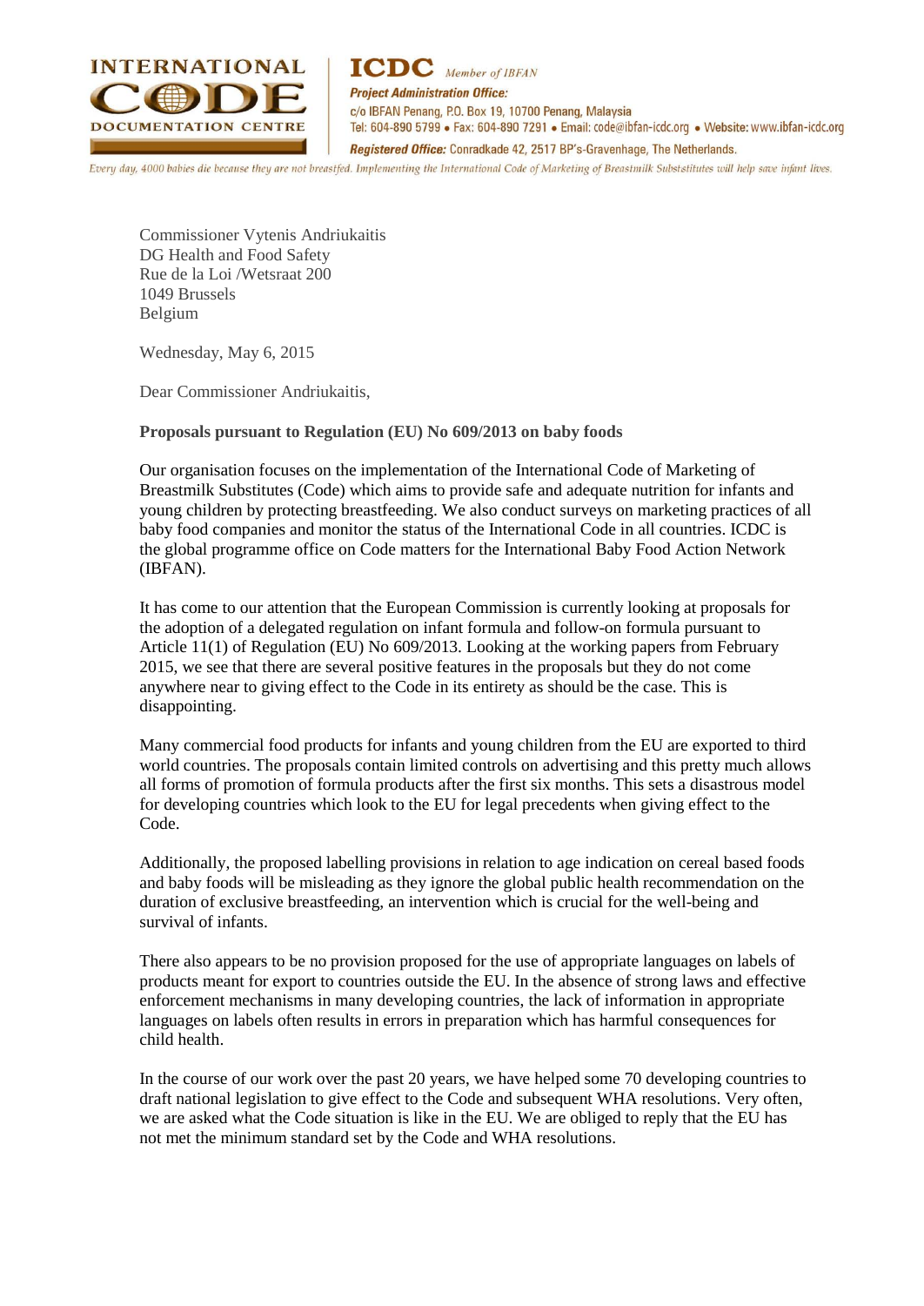**INTERNATIONAL CODE DOCUMENTATION CENTRE**

**ICDC** *Member of IBFAN*

***Project Administration Office:***
c/o IBFAN Penang, P.O. Box 19, 10700 Penang, Malaysia
Tel: 604-890 5799 • Fax: 604-890 7291 • Email: code@ibfan-icdc.org • Website: www.ibfan-icdc.org

***Registered Office:*** Conradkade 42, 2517 BP's-Gravenhage, The Netherlands.

*Every day, 4000 babies die because they are not breastfed. Implementing the International Code of Marketing of Breastmilk Substitutes will help save infant lives.*

Commissioner Vytenis Andriukaitis
DG Health and Food Safety
Rue de la Loi /Wetsraat 200
1049 Brussels
Belgium

Wednesday, May 6, 2015

Dear Commissioner Andriukaitis,

**Proposals pursuant to Regulation (EU) No 609/2013 on baby foods**

Our organisation focuses on the implementation of the International Code of Marketing of Breastmilk Substitutes (Code) which aims to provide safe and adequate nutrition for infants and young children by protecting breastfeeding. We also conduct surveys on marketing practices of all baby food companies and monitor the status of the International Code in all countries. ICDC is the global programme office on Code matters for the International Baby Food Action Network (IBFAN).

It has come to our attention that the European Commission is currently looking at proposals for the adoption of a delegated regulation on infant formula and follow-on formula pursuant to Article 11(1) of Regulation (EU) No 609/2013. Looking at the working papers from February 2015, we see that there are several positive features in the proposals but they do not come anywhere near to giving effect to the Code in its entirety as should be the case. This is disappointing.

Many commercial food products for infants and young children from the EU are exported to third world countries. The proposals contain limited controls on advertising and this pretty much allows all forms of promotion of formula products after the first six months. This sets a disastrous model for developing countries which look to the EU for legal precedents when giving effect to the Code.

Additionally, the proposed labelling provisions in relation to age indication on cereal based foods and baby foods will be misleading as they ignore the global public health recommendation on the duration of exclusive breastfeeding, an intervention which is crucial for the well-being and survival of infants.

There also appears to be no provision proposed for the use of appropriate languages on labels of products meant for export to countries outside the EU. In the absence of strong laws and effective enforcement mechanisms in many developing countries, the lack of information in appropriate languages on labels often results in errors in preparation which has harmful consequences for child health.

In the course of our work over the past 20 years, we have helped some 70 developing countries to draft national legislation to give effect to the Code and subsequent WHA resolutions. Very often, we are asked what the Code situation is like in the EU. We are obliged to reply that the EU has not met the minimum standard set by the Code and WHA resolutions.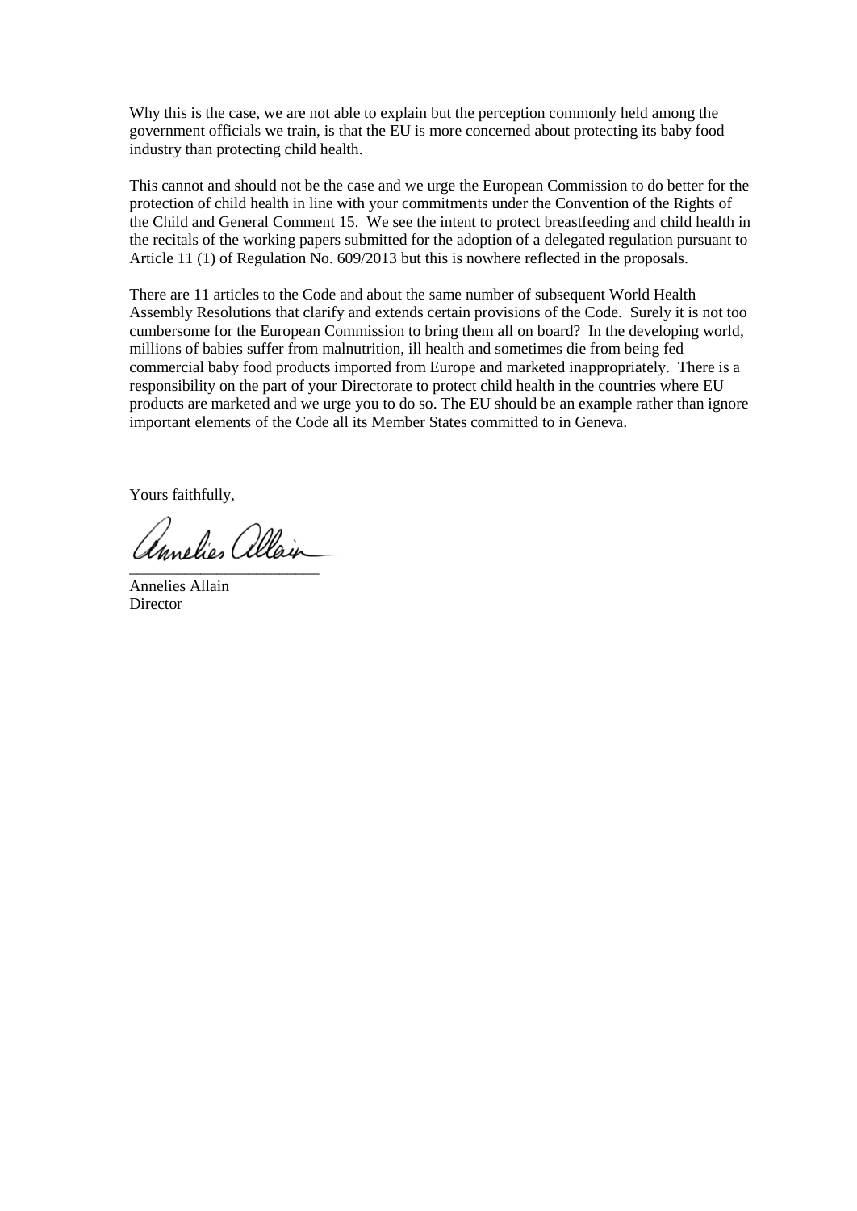Why this is the case, we are not able to explain but the perception commonly held among the government officials we train, is that the EU is more concerned about protecting its baby food industry than protecting child health.

This cannot and should not be the case and we urge the European Commission to do better for the protection of child health in line with your commitments under the Convention of the Rights of the Child and General Comment 15. We see the intent to protect breastfeeding and child health in the recitals of the working papers submitted for the adoption of a delegated regulation pursuant to Article 11 (1) of Regulation No. 609/2013 but this is nowhere reflected in the proposals.

There are 11 articles to the Code and about the same number of subsequent World Health Assembly Resolutions that clarify and extends certain provisions of the Code. Surely it is not too cumbersome for the European Commission to bring them all on board? In the developing world, millions of babies suffer from malnutrition, ill health and sometimes die from being fed commercial baby food products imported from Europe and marketed inappropriately. There is a responsibility on the part of your Directorate to protect child health in the countries where EU products are marketed and we urge you to do so. The EU should be an example rather than ignore important elements of the Code all its Member States committed to in Geneva.

Yours faithfully,

Annelies Allain
Director